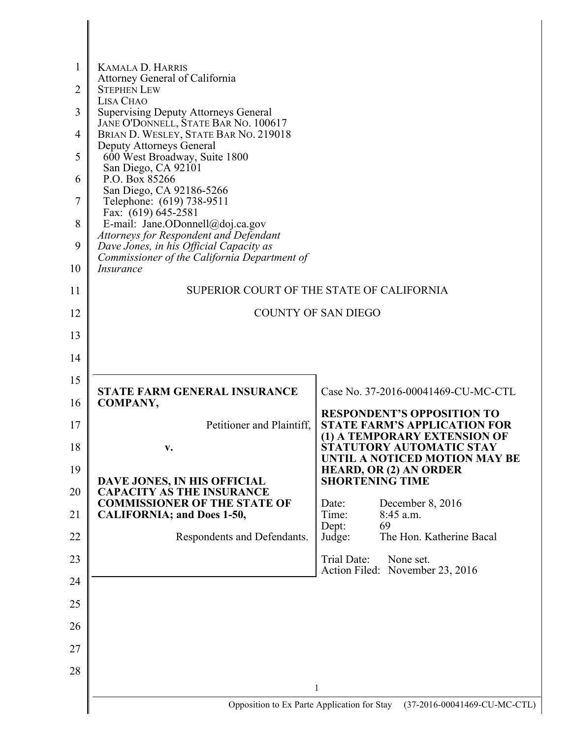KAMALA D. HARRIS
Attorney General of California
STEPHEN LEW
LISA CHAO
Supervising Deputy Attorneys General
JANE O'DONNELL, STATE BAR NO. 100617
BRIAN D. WESLEY, STATE BAR NO. 219018
Deputy Attorneys General
600 West Broadway, Suite 1800
San Diego, CA 92101
P.O. Box 85266
San Diego, CA 92186-5266
Telephone: (619) 738-9511
Fax: (619) 645-2581
E-mail: Jane.ODonnell@doj.ca.gov
*Attorneys for Respondent and Defendant Dave Jones, in his Official Capacity as Commissioner of the California Department of Insurance*

SUPERIOR COURT OF THE STATE OF CALIFORNIA

COUNTY OF SAN DIEGO

| | |
|---|---|
| **STATE FARM GENERAL INSURANCE COMPANY,**<br><br>Petitioner and Plaintiff,<br><br>**v.**<br><br>**DAVE JONES, IN HIS OFFICIAL CAPACITY AS THE INSURANCE COMMISSIONER OF THE STATE OF CALIFORNIA; and Does 1-50,**<br><br>Respondents and Defendants. | Case No. 37-2016-00041469-CU-MC-CTL<br><br>**RESPONDENT'S OPPOSITION TO STATE FARM'S APPLICATION FOR (1) A TEMPORARY EXTENSION OF STATUTORY AUTOMATIC STAY UNTIL A NOTICED MOTION MAY BE HEARD, OR (2) AN ORDER SHORTENING TIME**<br><br>Date: December 8, 2016<br>Time: 8:45 a.m.<br>Dept: 69<br>Judge: The Hon. Katherine Bacal<br><br>Trial Date: None set.<br>Action Filed: November 23, 2016 |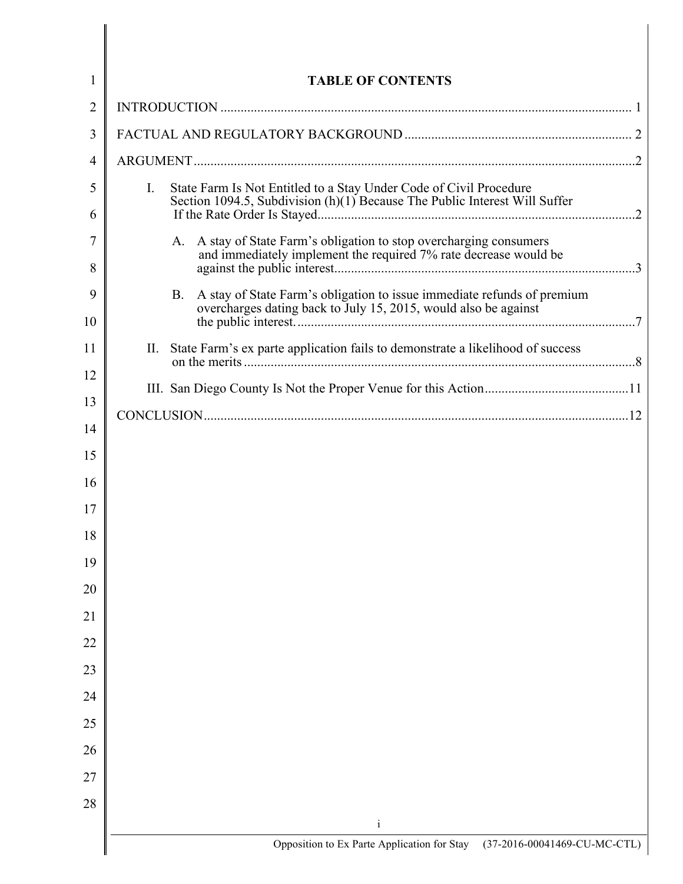# TABLE OF CONTENTS

INTRODUCTION ........................................................................................................... 1

FACTUAL AND REGULATORY BACKGROUND ................................................................... 2

ARGUMENT ..................................................................................................................2

I. State Farm Is Not Entitled to a Stay Under Code of Civil Procedure Section 1094.5, Subdivision (h)(1) Because The Public Interest Will Suffer If the Rate Order Is Stayed..............................................................................................2

A. A stay of State Farm's obligation to stop overcharging consumers and immediately implement the required 7% rate decrease would be against the public interest..........................................................................................3

B. A stay of State Farm's obligation to issue immediate refunds of premium overcharges dating back to July 15, 2015, would also be against the public interest......................................................................................................7

II. State Farm's ex parte application fails to demonstrate a likelihood of success on the merits .....................................................................................................................8

III. San Diego County Is Not the Proper Venue for this Action...........................................11

CONCLUSION...............................................................................................................12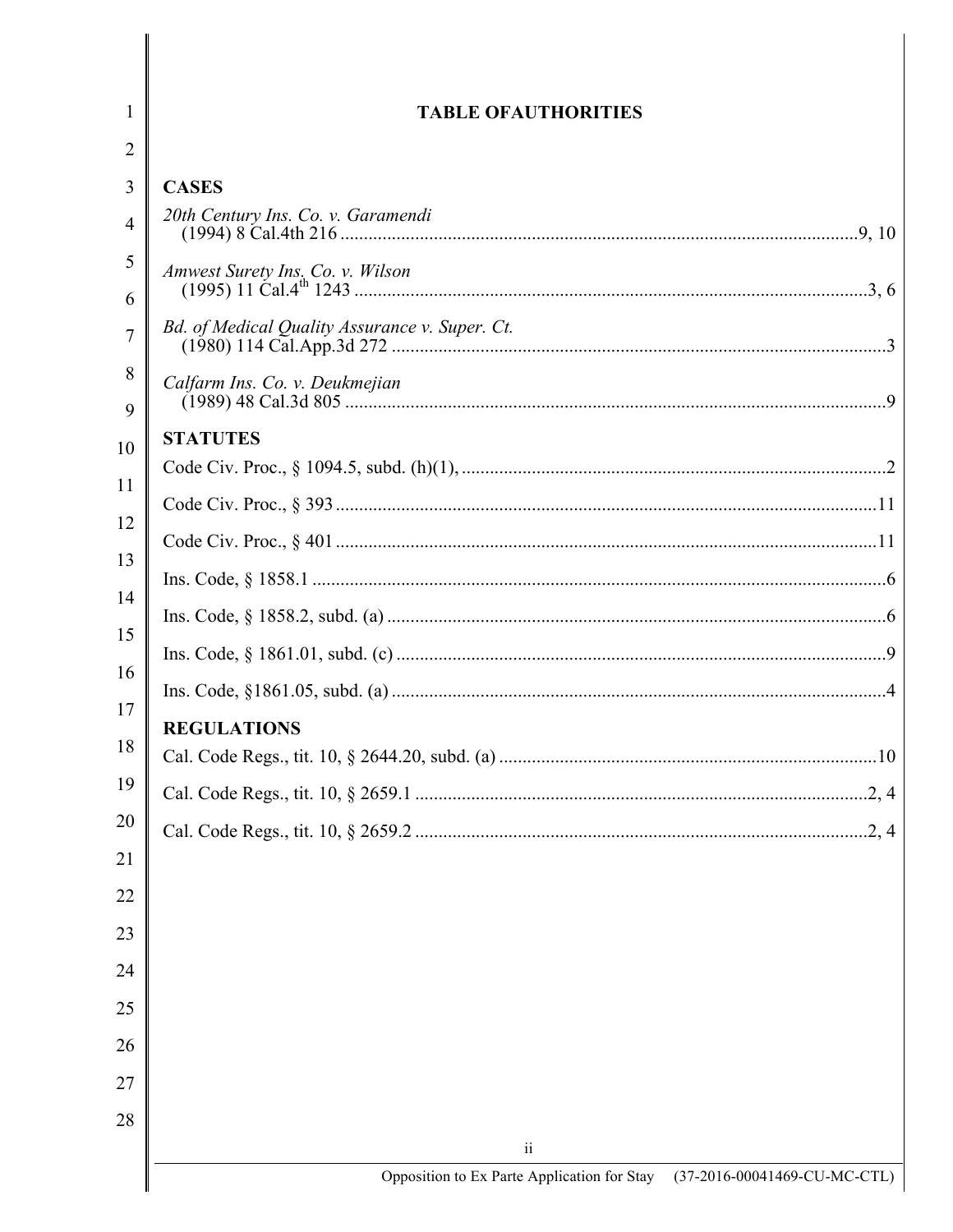# TABLE OFAUTHORITIES

## CASES

*20th Century Ins. Co. v. Garamendi*
(1994) 8 Cal.4th 216 ............................................................................................................9, 10

*Amwest Surety Ins. Co. v. Wilson*
(1995) 11 Cal.4th 1243 ............................................................................................................3, 6

*Bd. of Medical Quality Assurance v. Super. Ct.*
(1980) 114 Cal.App.3d 272 ........................................................................................................3

*Calfarm Ins. Co. v. Deukmejian*
(1989) 48 Cal.3d 805 ..................................................................................................................9

## STATUTES

Code Civ. Proc., § 1094.5, subd. (h)(1), ..........................................................................................2

Code Civ. Proc., § 393 ...................................................................................................................11

Code Civ. Proc., § 401 ...................................................................................................................11

Ins. Code, § 1858.1 ..........................................................................................................................6

Ins. Code, § 1858.2, subd. (a) ..........................................................................................................6

Ins. Code, § 1861.01, subd. (c) ........................................................................................................9

Ins. Code, §1861.05, subd. (a) .........................................................................................................4

## REGULATIONS

Cal. Code Regs., tit. 10, § 2644.20, subd. (a) ................................................................................10

Cal. Code Regs., tit. 10, § 2659.1 ...............................................................................................2, 4

Cal. Code Regs., tit. 10, § 2659.2 ...............................................................................................2, 4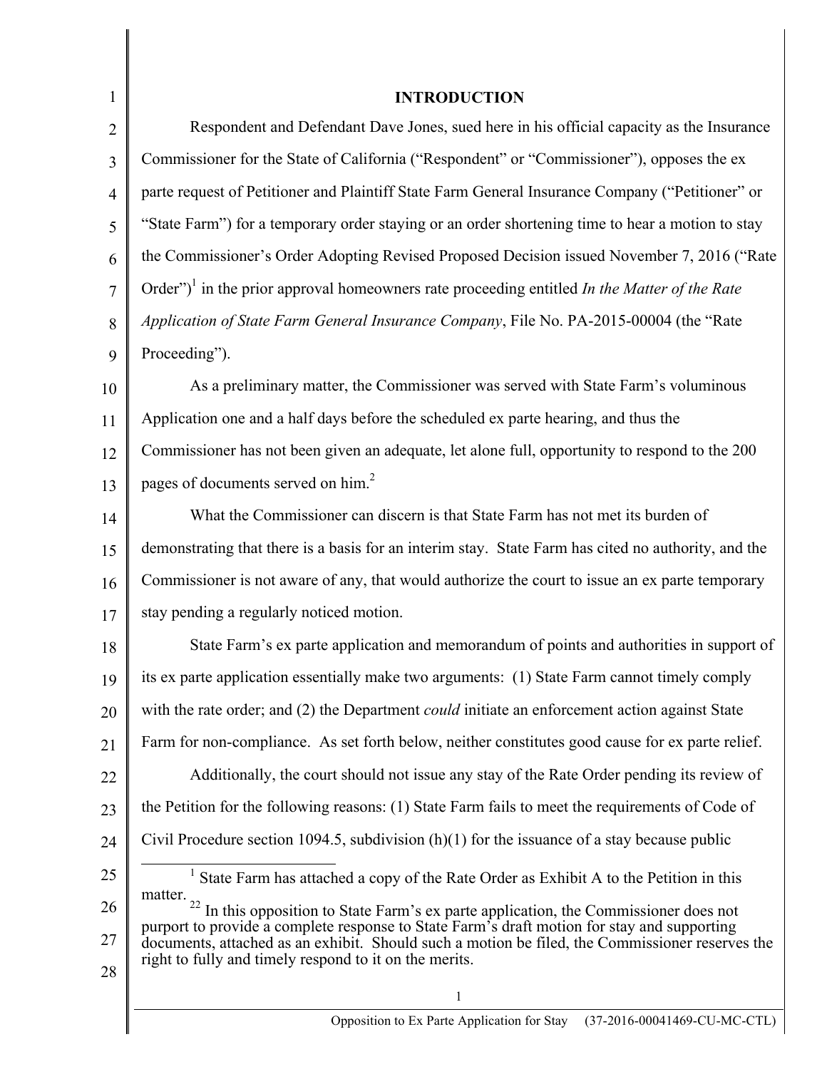# INTRODUCTION

Respondent and Defendant Dave Jones, sued here in his official capacity as the Insurance Commissioner for the State of California ("Respondent" or "Commissioner"), opposes the ex parte request of Petitioner and Plaintiff State Farm General Insurance Company ("Petitioner" or "State Farm") for a temporary order staying or an order shortening time to hear a motion to stay the Commissioner's Order Adopting Revised Proposed Decision issued November 7, 2016 ("Rate Order")[1] in the prior approval homeowners rate proceeding entitled *In the Matter of the Rate Application of State Farm General Insurance Company*, File No. PA-2015-00004 (the "Rate Proceeding").

As a preliminary matter, the Commissioner was served with State Farm's voluminous Application one and a half days before the scheduled ex parte hearing, and thus the Commissioner has not been given an adequate, let alone full, opportunity to respond to the 200 pages of documents served on him.[2]

What the Commissioner can discern is that State Farm has not met its burden of demonstrating that there is a basis for an interim stay. State Farm has cited no authority, and the Commissioner is not aware of any, that would authorize the court to issue an ex parte temporary stay pending a regularly noticed motion.

State Farm's ex parte application and memorandum of points and authorities in support of its ex parte application essentially make two arguments: (1) State Farm cannot timely comply with the rate order; and (2) the Department *could* initiate an enforcement action against State Farm for non-compliance. As set forth below, neither constitutes good cause for ex parte relief.

Additionally, the court should not issue any stay of the Rate Order pending its review of the Petition for the following reasons: (1) State Farm fails to meet the requirements of Code of Civil Procedure section 1094.5, subdivision (h)(1) for the issuance of a stay because public

---

[1] State Farm has attached a copy of the Rate Order as Exhibit A to the Petition in this matter.

[22] In this opposition to State Farm's ex parte application, the Commissioner does not purport to provide a complete response to State Farm's draft motion for stay and supporting documents, attached as an exhibit. Should such a motion be filed, the Commissioner reserves the right to fully and timely respond to it on the merits.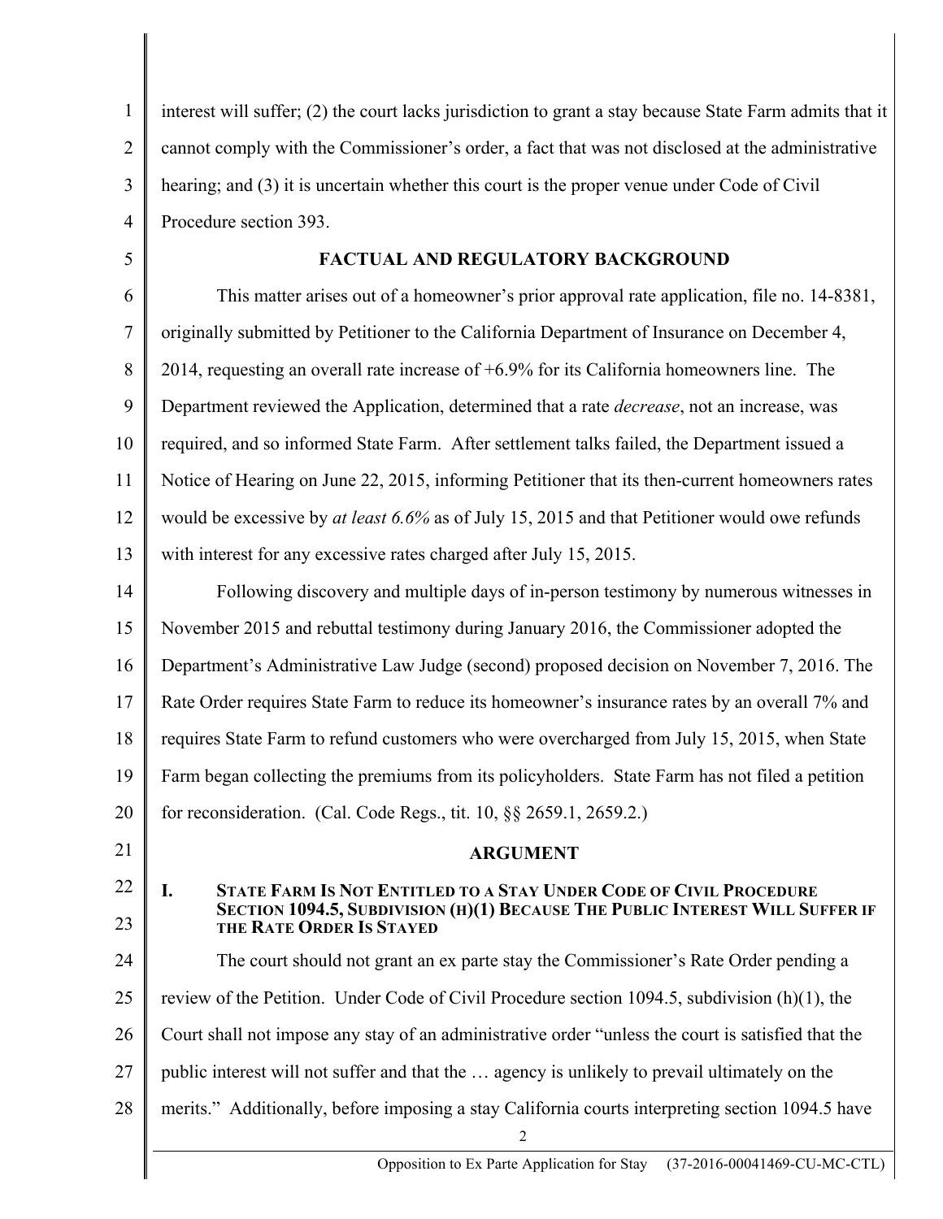interest will suffer; (2) the court lacks jurisdiction to grant a stay because State Farm admits that it cannot comply with the Commissioner's order, a fact that was not disclosed at the administrative hearing; and (3) it is uncertain whether this court is the proper venue under Code of Civil Procedure section 393.

## FACTUAL AND REGULATORY BACKGROUND

This matter arises out of a homeowner's prior approval rate application, file no. 14-8381, originally submitted by Petitioner to the California Department of Insurance on December 4, 2014, requesting an overall rate increase of +6.9% for its California homeowners line. The Department reviewed the Application, determined that a rate *decrease*, not an increase, was required, and so informed State Farm. After settlement talks failed, the Department issued a Notice of Hearing on June 22, 2015, informing Petitioner that its then-current homeowners rates would be excessive by *at least 6.6%* as of July 15, 2015 and that Petitioner would owe refunds with interest for any excessive rates charged after July 15, 2015.

Following discovery and multiple days of in-person testimony by numerous witnesses in November 2015 and rebuttal testimony during January 2016, the Commissioner adopted the Department's Administrative Law Judge (second) proposed decision on November 7, 2016. The Rate Order requires State Farm to reduce its homeowner's insurance rates by an overall 7% and requires State Farm to refund customers who were overcharged from July 15, 2015, when State Farm began collecting the premiums from its policyholders. State Farm has not filed a petition for reconsideration. (Cal. Code Regs., tit. 10, §§ 2659.1, 2659.2.)

## ARGUMENT

### I. STATE FARM IS NOT ENTITLED TO A STAY UNDER CODE OF CIVIL PROCEDURE SECTION 1094.5, SUBDIVISION (H)(1) BECAUSE THE PUBLIC INTEREST WILL SUFFER IF THE RATE ORDER IS STAYED

The court should not grant an ex parte stay the Commissioner's Rate Order pending a review of the Petition. Under Code of Civil Procedure section 1094.5, subdivision (h)(1), the Court shall not impose any stay of an administrative order "unless the court is satisfied that the public interest will not suffer and that the … agency is unlikely to prevail ultimately on the merits." Additionally, before imposing a stay California courts interpreting section 1094.5 have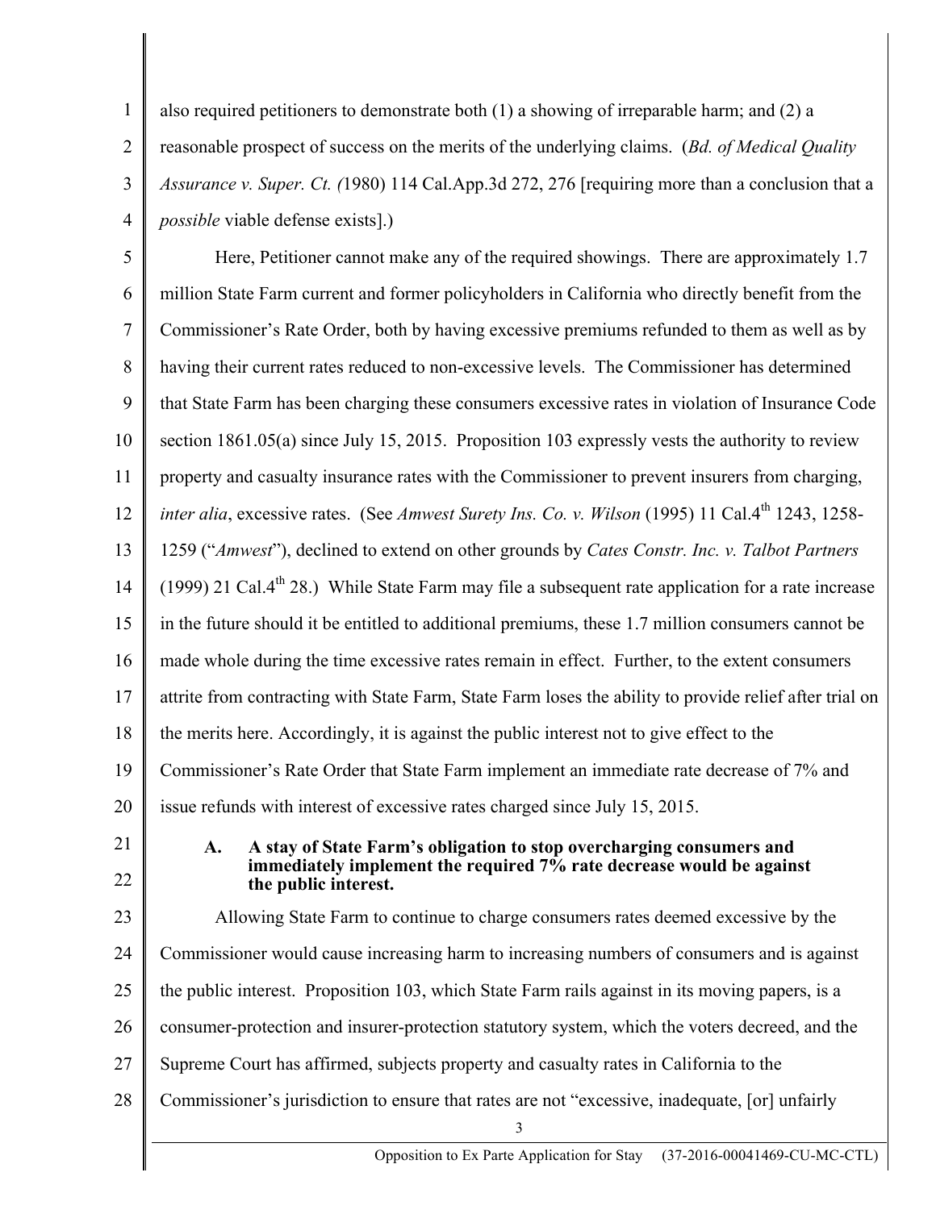also required petitioners to demonstrate both (1) a showing of irreparable harm; and (2) a reasonable prospect of success on the merits of the underlying claims. (*Bd. of Medical Quality Assurance v. Super. Ct. (*1980) 114 Cal.App.3d 272, 276 [requiring more than a conclusion that a *possible* viable defense exists].)

Here, Petitioner cannot make any of the required showings. There are approximately 1.7 million State Farm current and former policyholders in California who directly benefit from the Commissioner's Rate Order, both by having excessive premiums refunded to them as well as by having their current rates reduced to non-excessive levels. The Commissioner has determined that State Farm has been charging these consumers excessive rates in violation of Insurance Code section 1861.05(a) since July 15, 2015. Proposition 103 expressly vests the authority to review property and casualty insurance rates with the Commissioner to prevent insurers from charging, *inter alia*, excessive rates. (See *Amwest Surety Ins. Co. v. Wilson* (1995) 11 Cal.4th 1243, 1258-1259 ("*Amwest*"), declined to extend on other grounds by *Cates Constr. Inc. v. Talbot Partners* (1999) 21 Cal.4th 28.) While State Farm may file a subsequent rate application for a rate increase in the future should it be entitled to additional premiums, these 1.7 million consumers cannot be made whole during the time excessive rates remain in effect. Further, to the extent consumers attrite from contracting with State Farm, State Farm loses the ability to provide relief after trial on the merits here. Accordingly, it is against the public interest not to give effect to the Commissioner's Rate Order that State Farm implement an immediate rate decrease of 7% and issue refunds with interest of excessive rates charged since July 15, 2015.

### A. A stay of State Farm's obligation to stop overcharging consumers and immediately implement the required 7% rate decrease would be against the public interest.

Allowing State Farm to continue to charge consumers rates deemed excessive by the Commissioner would cause increasing harm to increasing numbers of consumers and is against the public interest. Proposition 103, which State Farm rails against in its moving papers, is a consumer-protection and insurer-protection statutory system, which the voters decreed, and the Supreme Court has affirmed, subjects property and casualty rates in California to the Commissioner's jurisdiction to ensure that rates are not "excessive, inadequate, [or] unfairly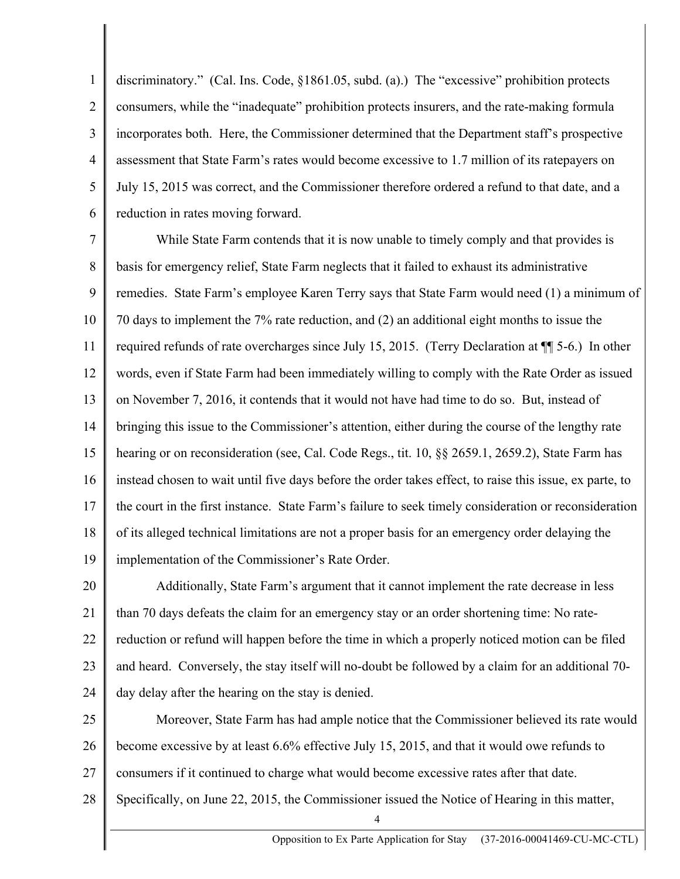discriminatory." (Cal. Ins. Code, §1861.05, subd. (a).) The "excessive" prohibition protects consumers, while the "inadequate" prohibition protects insurers, and the rate-making formula incorporates both. Here, the Commissioner determined that the Department staff's prospective assessment that State Farm's rates would become excessive to 1.7 million of its ratepayers on July 15, 2015 was correct, and the Commissioner therefore ordered a refund to that date, and a reduction in rates moving forward.

While State Farm contends that it is now unable to timely comply and that provides is basis for emergency relief, State Farm neglects that it failed to exhaust its administrative remedies. State Farm's employee Karen Terry says that State Farm would need (1) a minimum of 70 days to implement the 7% rate reduction, and (2) an additional eight months to issue the required refunds of rate overcharges since July 15, 2015. (Terry Declaration at ¶¶ 5-6.) In other words, even if State Farm had been immediately willing to comply with the Rate Order as issued on November 7, 2016, it contends that it would not have had time to do so. But, instead of bringing this issue to the Commissioner's attention, either during the course of the lengthy rate hearing or on reconsideration (see, Cal. Code Regs., tit. 10, §§ 2659.1, 2659.2), State Farm has instead chosen to wait until five days before the order takes effect, to raise this issue, ex parte, to the court in the first instance. State Farm's failure to seek timely consideration or reconsideration of its alleged technical limitations are not a proper basis for an emergency order delaying the implementation of the Commissioner's Rate Order.

Additionally, State Farm's argument that it cannot implement the rate decrease in less than 70 days defeats the claim for an emergency stay or an order shortening time: No rate-reduction or refund will happen before the time in which a properly noticed motion can be filed and heard. Conversely, the stay itself will no-doubt be followed by a claim for an additional 70-day delay after the hearing on the stay is denied.

Moreover, State Farm has had ample notice that the Commissioner believed its rate would become excessive by at least 6.6% effective July 15, 2015, and that it would owe refunds to consumers if it continued to charge what would become excessive rates after that date. Specifically, on June 22, 2015, the Commissioner issued the Notice of Hearing in this matter,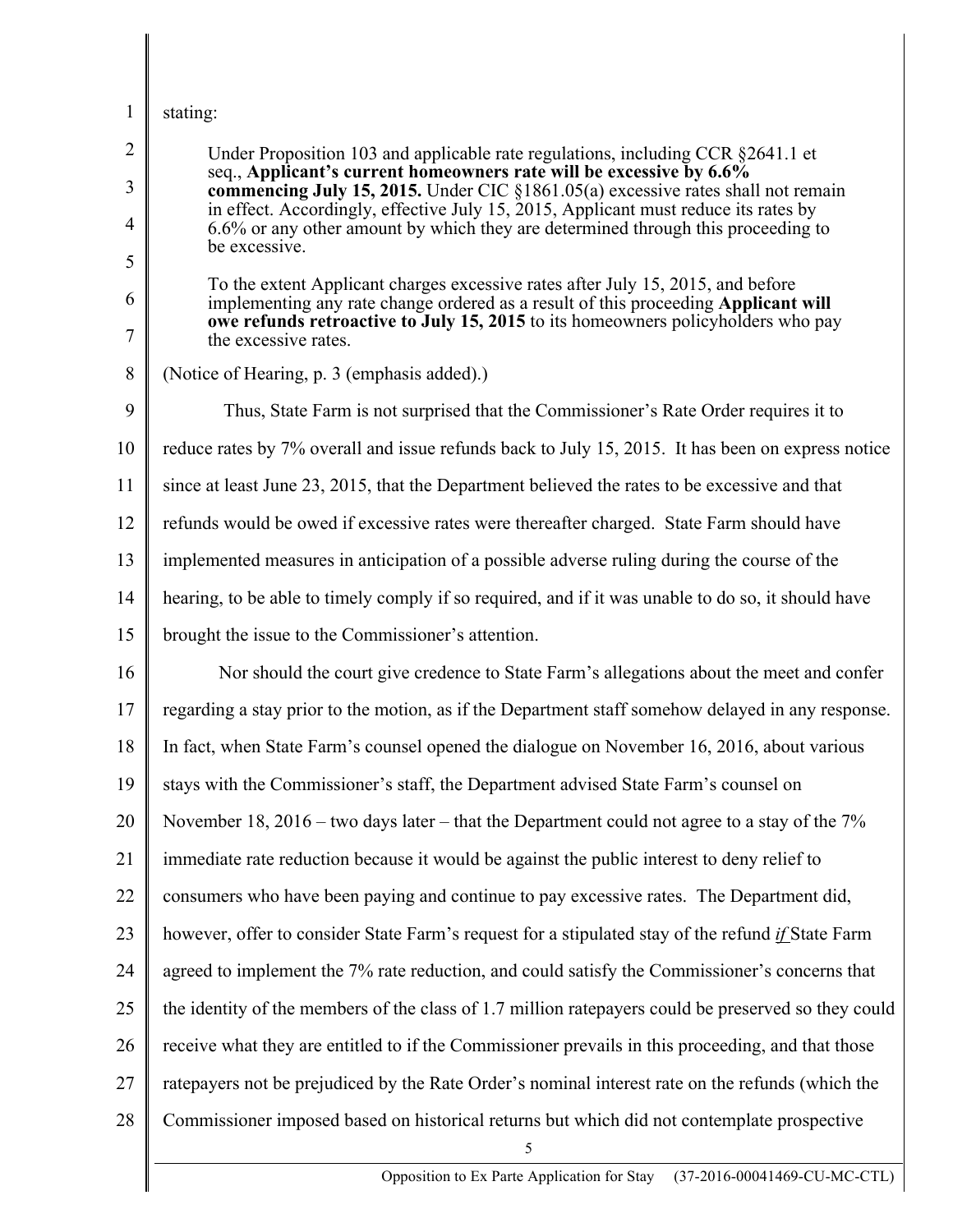stating:

> Under Proposition 103 and applicable rate regulations, including CCR §2641.1 et seq., **Applicant's current homeowners rate will be excessive by 6.6% commencing July 15, 2015.** Under CIC §1861.05(a) excessive rates shall not remain in effect. Accordingly, effective July 15, 2015, Applicant must reduce its rates by 6.6% or any other amount by which they are determined through this proceeding to be excessive.
>
> To the extent Applicant charges excessive rates after July 15, 2015, and before implementing any rate change ordered as a result of this proceeding **Applicant will owe refunds retroactive to July 15, 2015** to its homeowners policyholders who pay the excessive rates.

(Notice of Hearing, p. 3 (emphasis added).)

Thus, State Farm is not surprised that the Commissioner's Rate Order requires it to reduce rates by 7% overall and issue refunds back to July 15, 2015. It has been on express notice since at least June 23, 2015, that the Department believed the rates to be excessive and that refunds would be owed if excessive rates were thereafter charged. State Farm should have implemented measures in anticipation of a possible adverse ruling during the course of the hearing, to be able to timely comply if so required, and if it was unable to do so, it should have brought the issue to the Commissioner's attention.

Nor should the court give credence to State Farm's allegations about the meet and confer regarding a stay prior to the motion, as if the Department staff somehow delayed in any response. In fact, when State Farm's counsel opened the dialogue on November 16, 2016, about various stays with the Commissioner's staff, the Department advised State Farm's counsel on November 18, 2016 – two days later – that the Department could not agree to a stay of the 7% immediate rate reduction because it would be against the public interest to deny relief to consumers who have been paying and continue to pay excessive rates. The Department did, however, offer to consider State Farm's request for a stipulated stay of the refund *if* State Farm agreed to implement the 7% rate reduction, and could satisfy the Commissioner's concerns that the identity of the members of the class of 1.7 million ratepayers could be preserved so they could receive what they are entitled to if the Commissioner prevails in this proceeding, and that those ratepayers not be prejudiced by the Rate Order's nominal interest rate on the refunds (which the Commissioner imposed based on historical returns but which did not contemplate prospective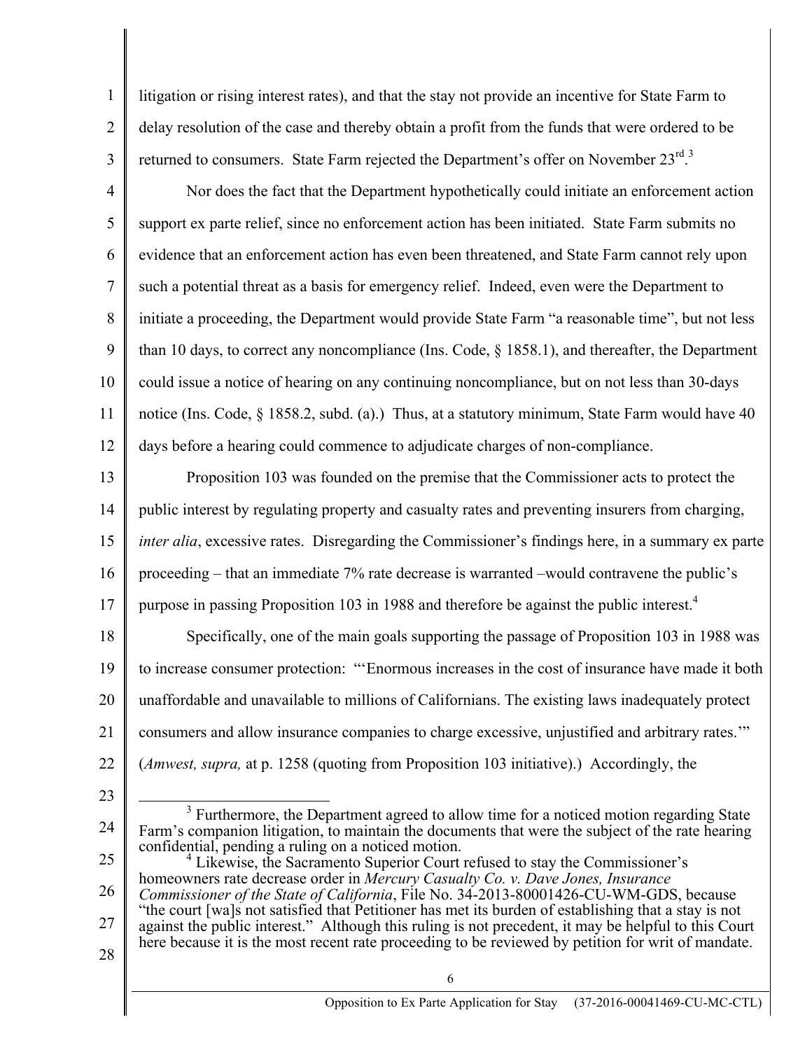litigation or rising interest rates), and that the stay not provide an incentive for State Farm to delay resolution of the case and thereby obtain a profit from the funds that were ordered to be returned to consumers. State Farm rejected the Department's offer on November 23rd.[3]

Nor does the fact that the Department hypothetically could initiate an enforcement action support ex parte relief, since no enforcement action has been initiated. State Farm submits no evidence that an enforcement action has even been threatened, and State Farm cannot rely upon such a potential threat as a basis for emergency relief. Indeed, even were the Department to initiate a proceeding, the Department would provide State Farm "a reasonable time", but not less than 10 days, to correct any noncompliance (Ins. Code, § 1858.1), and thereafter, the Department could issue a notice of hearing on any continuing noncompliance, but on not less than 30-days notice (Ins. Code, § 1858.2, subd. (a).) Thus, at a statutory minimum, State Farm would have 40 days before a hearing could commence to adjudicate charges of non-compliance.

Proposition 103 was founded on the premise that the Commissioner acts to protect the public interest by regulating property and casualty rates and preventing insurers from charging, *inter alia*, excessive rates. Disregarding the Commissioner's findings here, in a summary ex parte proceeding – that an immediate 7% rate decrease is warranted –would contravene the public's purpose in passing Proposition 103 in 1988 and therefore be against the public interest.[4]

Specifically, one of the main goals supporting the passage of Proposition 103 in 1988 was to increase consumer protection: "'Enormous increases in the cost of insurance have made it both unaffordable and unavailable to millions of Californians. The existing laws inadequately protect consumers and allow insurance companies to charge excessive, unjustified and arbitrary rates.'" (*Amwest, supra,* at p. 1258 (quoting from Proposition 103 initiative).) Accordingly, the

---

[3] Furthermore, the Department agreed to allow time for a noticed motion regarding State Farm's companion litigation, to maintain the documents that were the subject of the rate hearing confidential, pending a ruling on a noticed motion.

[4] Likewise, the Sacramento Superior Court refused to stay the Commissioner's homeowners rate decrease order in *Mercury Casualty Co. v. Dave Jones, Insurance Commissioner of the State of California*, File No. 34-2013-80001426-CU-WM-GDS, because "the court [wa]s not satisfied that Petitioner has met its burden of establishing that a stay is not against the public interest." Although this ruling is not precedent, it may be helpful to this Court here because it is the most recent rate proceeding to be reviewed by petition for writ of mandate.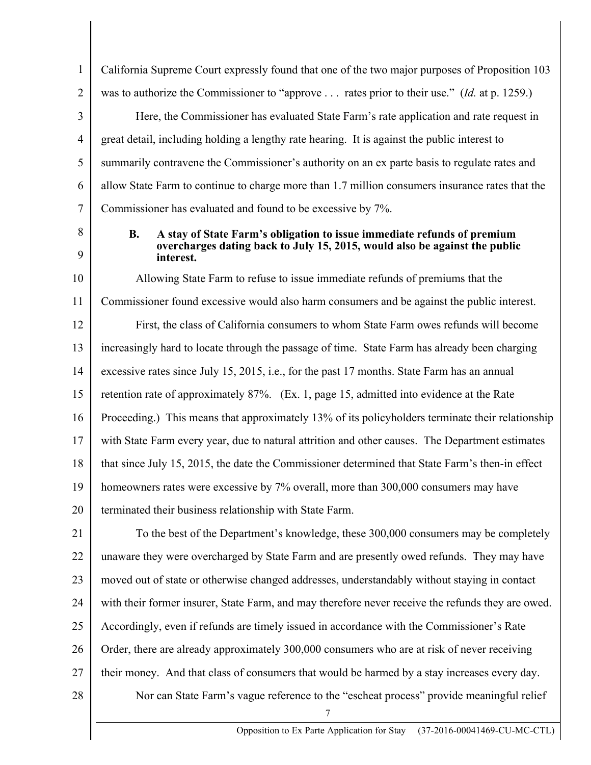California Supreme Court expressly found that one of the two major purposes of Proposition 103 was to authorize the Commissioner to "approve . . . rates prior to their use." (*Id.* at p. 1259.)

Here, the Commissioner has evaluated State Farm's rate application and rate request in great detail, including holding a lengthy rate hearing. It is against the public interest to summarily contravene the Commissioner's authority on an ex parte basis to regulate rates and allow State Farm to continue to charge more than 1.7 million consumers insurance rates that the Commissioner has evaluated and found to be excessive by 7%.

**B. A stay of State Farm's obligation to issue immediate refunds of premium overcharges dating back to July 15, 2015, would also be against the public interest.**

Allowing State Farm to refuse to issue immediate refunds of premiums that the Commissioner found excessive would also harm consumers and be against the public interest.

First, the class of California consumers to whom State Farm owes refunds will become increasingly hard to locate through the passage of time. State Farm has already been charging excessive rates since July 15, 2015, i.e., for the past 17 months. State Farm has an annual retention rate of approximately 87%. (Ex. 1, page 15, admitted into evidence at the Rate Proceeding.) This means that approximately 13% of its policyholders terminate their relationship with State Farm every year, due to natural attrition and other causes. The Department estimates that since July 15, 2015, the date the Commissioner determined that State Farm's then-in effect homeowners rates were excessive by 7% overall, more than 300,000 consumers may have terminated their business relationship with State Farm.

To the best of the Department's knowledge, these 300,000 consumers may be completely unaware they were overcharged by State Farm and are presently owed refunds. They may have moved out of state or otherwise changed addresses, understandably without staying in contact with their former insurer, State Farm, and may therefore never receive the refunds they are owed. Accordingly, even if refunds are timely issued in accordance with the Commissioner's Rate Order, there are already approximately 300,000 consumers who are at risk of never receiving their money. And that class of consumers that would be harmed by a stay increases every day.

Nor can State Farm's vague reference to the "escheat process" provide meaningful relief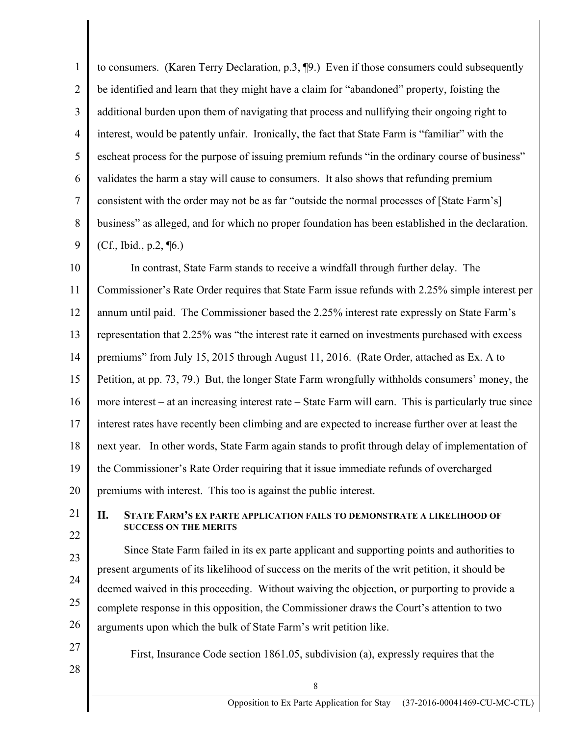to consumers. (Karen Terry Declaration, p.3, ¶9.) Even if those consumers could subsequently be identified and learn that they might have a claim for "abandoned" property, foisting the additional burden upon them of navigating that process and nullifying their ongoing right to interest, would be patently unfair. Ironically, the fact that State Farm is "familiar" with the escheat process for the purpose of issuing premium refunds "in the ordinary course of business" validates the harm a stay will cause to consumers. It also shows that refunding premium consistent with the order may not be as far "outside the normal processes of [State Farm's] business" as alleged, and for which no proper foundation has been established in the declaration. (Cf., Ibid., p.2, ¶6.)

In contrast, State Farm stands to receive a windfall through further delay. The Commissioner's Rate Order requires that State Farm issue refunds with 2.25% simple interest per annum until paid. The Commissioner based the 2.25% interest rate expressly on State Farm's representation that 2.25% was "the interest rate it earned on investments purchased with excess premiums" from July 15, 2015 through August 11, 2016. (Rate Order, attached as Ex. A to Petition, at pp. 73, 79.) But, the longer State Farm wrongfully withholds consumers' money, the more interest – at an increasing interest rate – State Farm will earn. This is particularly true since interest rates have recently been climbing and are expected to increase further over at least the next year. In other words, State Farm again stands to profit through delay of implementation of the Commissioner's Rate Order requiring that it issue immediate refunds of overcharged premiums with interest. This too is against the public interest.

## II. STATE FARM'S EX PARTE APPLICATION FAILS TO DEMONSTRATE A LIKELIHOOD OF SUCCESS ON THE MERITS

Since State Farm failed in its ex parte applicant and supporting points and authorities to present arguments of its likelihood of success on the merits of the writ petition, it should be deemed waived in this proceeding. Without waiving the objection, or purporting to provide a complete response in this opposition, the Commissioner draws the Court's attention to two arguments upon which the bulk of State Farm's writ petition like.

First, Insurance Code section 1861.05, subdivision (a), expressly requires that the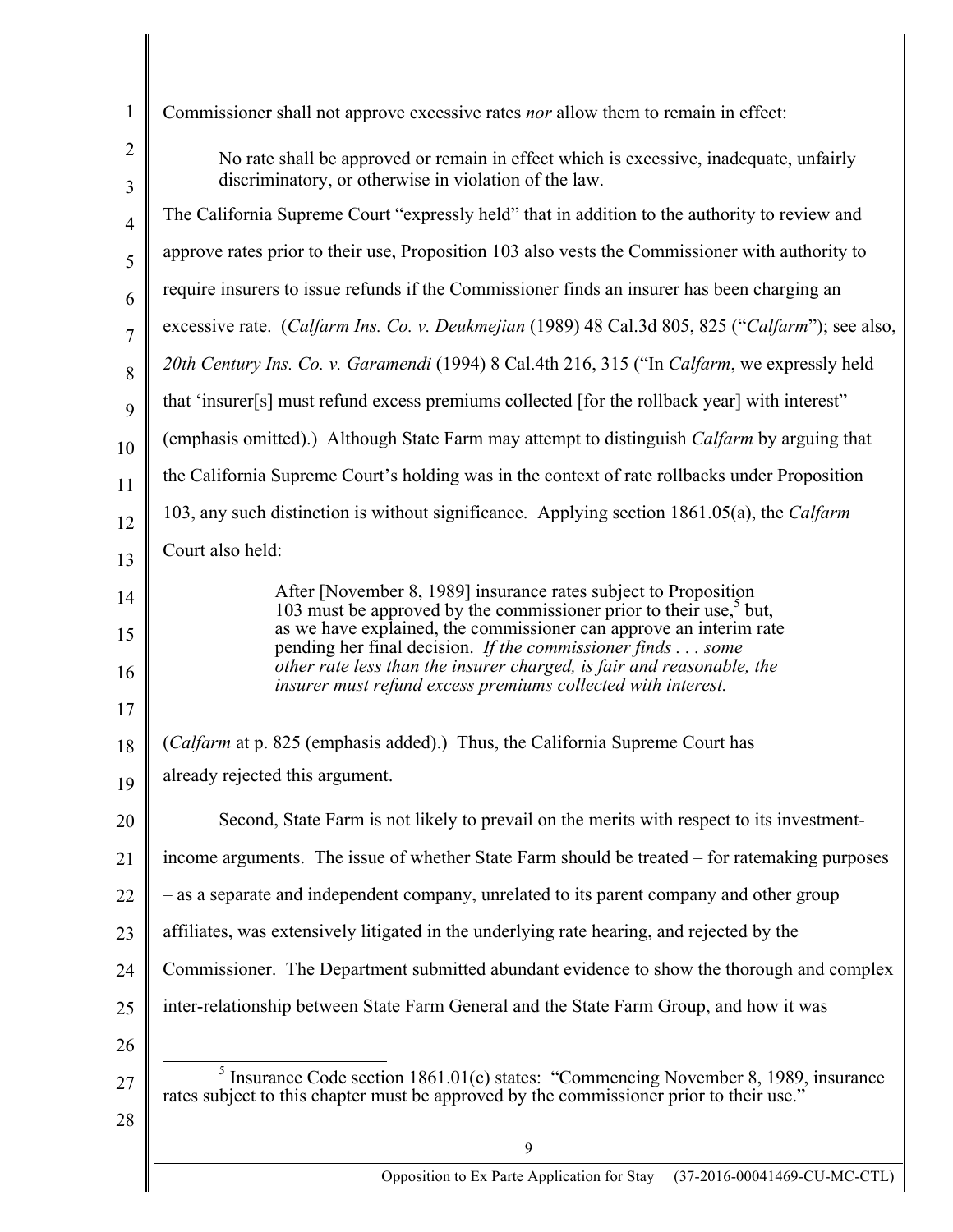Commissioner shall not approve excessive rates *nor* allow them to remain in effect:

> No rate shall be approved or remain in effect which is excessive, inadequate, unfairly discriminatory, or otherwise in violation of the law.

The California Supreme Court "expressly held" that in addition to the authority to review and approve rates prior to their use, Proposition 103 also vests the Commissioner with authority to require insurers to issue refunds if the Commissioner finds an insurer has been charging an excessive rate. (*Calfarm Ins. Co. v. Deukmejian* (1989) 48 Cal.3d 805, 825 ("*Calfarm*"); see also, *20th Century Ins. Co. v. Garamendi* (1994) 8 Cal.4th 216, 315 ("In *Calfarm*, we expressly held that 'insurer[s] must refund excess premiums collected [for the rollback year] with interest" (emphasis omitted).) Although State Farm may attempt to distinguish *Calfarm* by arguing that the California Supreme Court's holding was in the context of rate rollbacks under Proposition 103, any such distinction is without significance. Applying section 1861.05(a), the *Calfarm* Court also held:

> After [November 8, 1989] insurance rates subject to Proposition 103 must be approved by the commissioner prior to their use,[5] but, as we have explained, the commissioner can approve an interim rate pending her final decision. *If the commissioner finds . . . some other rate less than the insurer charged, is fair and reasonable, the insurer must refund excess premiums collected with interest.*

(*Calfarm* at p. 825 (emphasis added).) Thus, the California Supreme Court has already rejected this argument.

Second, State Farm is not likely to prevail on the merits with respect to its investment-income arguments. The issue of whether State Farm should be treated – for ratemaking purposes – as a separate and independent company, unrelated to its parent company and other group affiliates, was extensively litigated in the underlying rate hearing, and rejected by the Commissioner. The Department submitted abundant evidence to show the thorough and complex inter-relationship between State Farm General and the State Farm Group, and how it was

---

[5] Insurance Code section 1861.01(c) states: "Commencing November 8, 1989, insurance rates subject to this chapter must be approved by the commissioner prior to their use."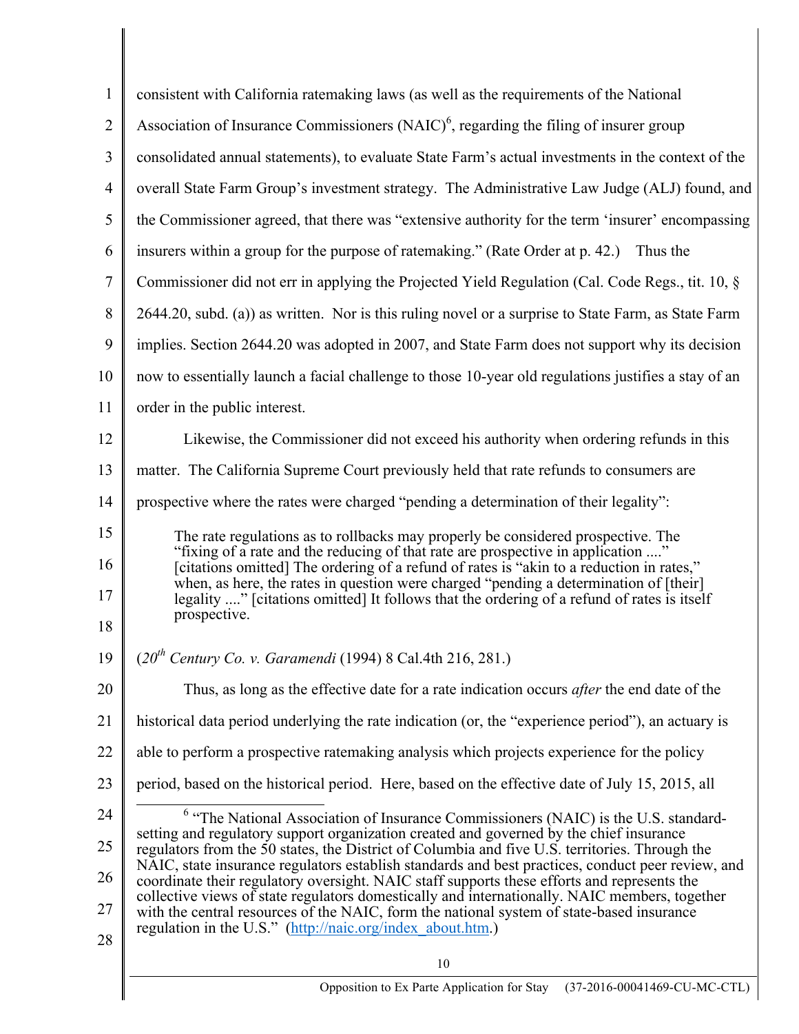consistent with California ratemaking laws (as well as the requirements of the National Association of Insurance Commissioners (NAIC)[6], regarding the filing of insurer group consolidated annual statements), to evaluate State Farm's actual investments in the context of the overall State Farm Group's investment strategy. The Administrative Law Judge (ALJ) found, and the Commissioner agreed, that there was "extensive authority for the term 'insurer' encompassing insurers within a group for the purpose of ratemaking." (Rate Order at p. 42.) Thus the Commissioner did not err in applying the Projected Yield Regulation (Cal. Code Regs., tit. 10, § 2644.20, subd. (a)) as written. Nor is this ruling novel or a surprise to State Farm, as State Farm implies. Section 2644.20 was adopted in 2007, and State Farm does not support why its decision now to essentially launch a facial challenge to those 10-year old regulations justifies a stay of an order in the public interest.

Likewise, the Commissioner did not exceed his authority when ordering refunds in this matter. The California Supreme Court previously held that rate refunds to consumers are prospective where the rates were charged "pending a determination of their legality":

> The rate regulations as to rollbacks may properly be considered prospective. The "fixing of a rate and the reducing of that rate are prospective in application ...." [citations omitted] The ordering of a refund of rates is "akin to a reduction in rates," when, as here, the rates in question were charged "pending a determination of [their] legality ...." [citations omitted] It follows that the ordering of a refund of rates is itself prospective.

(*20th Century Co. v. Garamendi* (1994) 8 Cal.4th 216, 281.)

Thus, as long as the effective date for a rate indication occurs *after* the end date of the historical data period underlying the rate indication (or, the "experience period"), an actuary is able to perform a prospective ratemaking analysis which projects experience for the policy period, based on the historical period. Here, based on the effective date of July 15, 2015, all

---

[6] "The National Association of Insurance Commissioners (NAIC) is the U.S. standard-setting and regulatory support organization created and governed by the chief insurance regulators from the 50 states, the District of Columbia and five U.S. territories. Through the NAIC, state insurance regulators establish standards and best practices, conduct peer review, and coordinate their regulatory oversight. NAIC staff supports these efforts and represents the collective views of state regulators domestically and internationally. NAIC members, together with the central resources of the NAIC, form the national system of state-based insurance regulation in the U.S." (http://naic.org/index_about.htm.)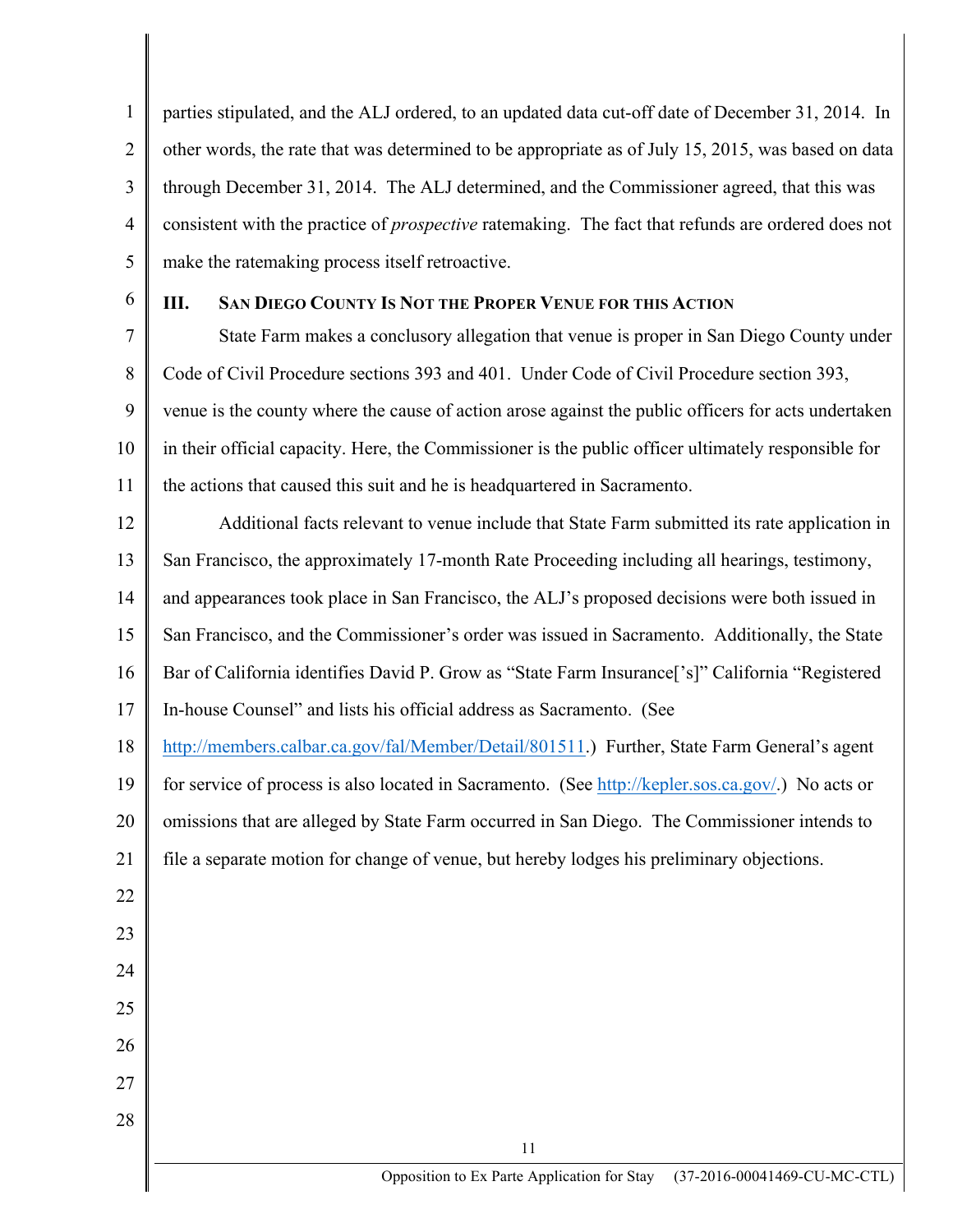parties stipulated, and the ALJ ordered, to an updated data cut-off date of December 31, 2014. In other words, the rate that was determined to be appropriate as of July 15, 2015, was based on data through December 31, 2014. The ALJ determined, and the Commissioner agreed, that this was consistent with the practice of *prospective* ratemaking. The fact that refunds are ordered does not make the ratemaking process itself retroactive.

## III. SAN DIEGO COUNTY IS NOT THE PROPER VENUE FOR THIS ACTION

State Farm makes a conclusory allegation that venue is proper in San Diego County under Code of Civil Procedure sections 393 and 401. Under Code of Civil Procedure section 393, venue is the county where the cause of action arose against the public officers for acts undertaken in their official capacity. Here, the Commissioner is the public officer ultimately responsible for the actions that caused this suit and he is headquartered in Sacramento.

Additional facts relevant to venue include that State Farm submitted its rate application in San Francisco, the approximately 17-month Rate Proceeding including all hearings, testimony, and appearances took place in San Francisco, the ALJ's proposed decisions were both issued in San Francisco, and the Commissioner's order was issued in Sacramento. Additionally, the State Bar of California identifies David P. Grow as "State Farm Insurance['s]" California "Registered In-house Counsel" and lists his official address as Sacramento. (See http://members.calbar.ca.gov/fal/Member/Detail/801511.) Further, State Farm General's agent for service of process is also located in Sacramento. (See http://kepler.sos.ca.gov/.) No acts or omissions that are alleged by State Farm occurred in San Diego. The Commissioner intends to file a separate motion for change of venue, but hereby lodges his preliminary objections.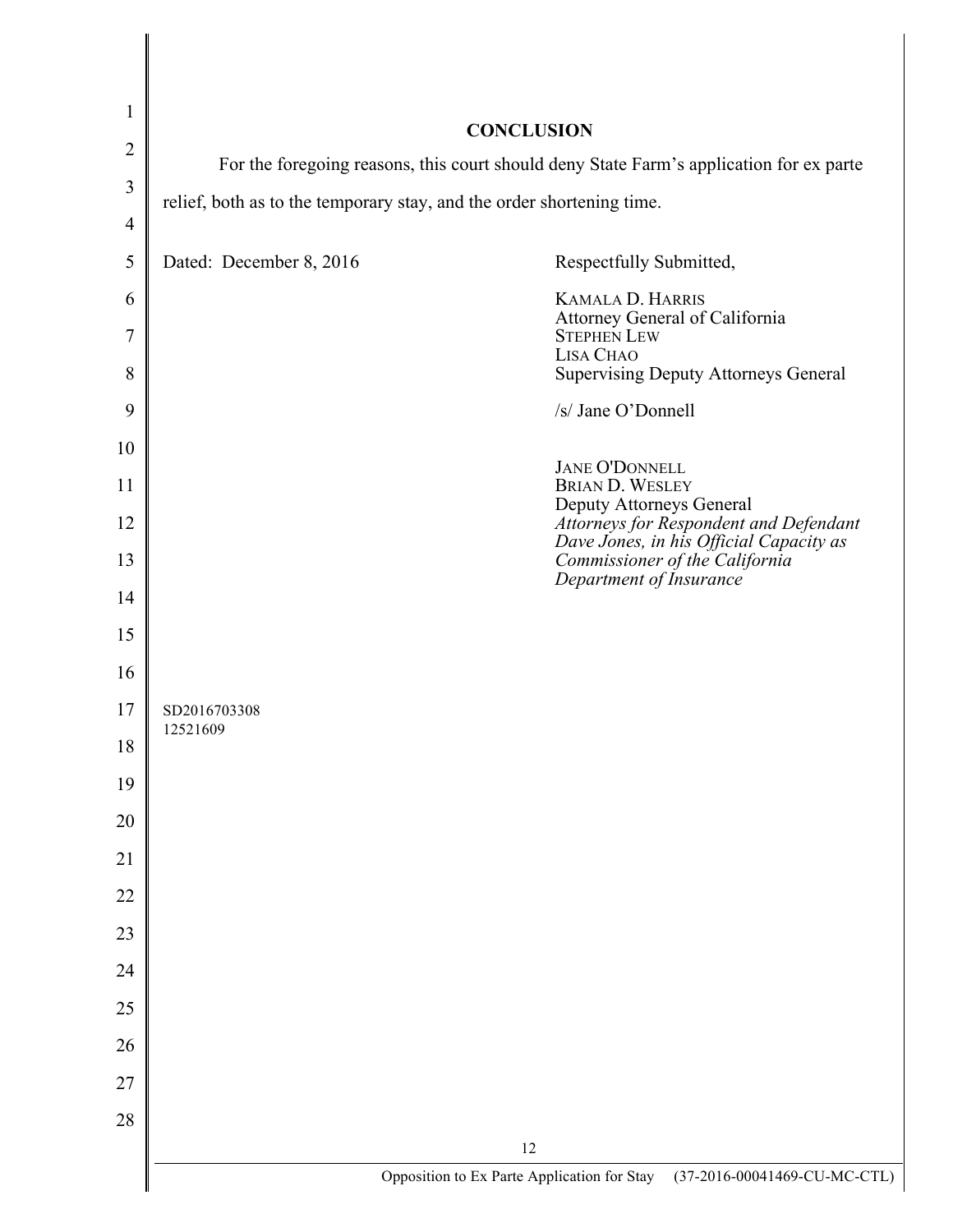## CONCLUSION

For the foregoing reasons, this court should deny State Farm's application for ex parte relief, both as to the temporary stay, and the order shortening time.

Dated: December 8, 2016

Respectfully Submitted,

KAMALA D. HARRIS
Attorney General of California
STEPHEN LEW
LISA CHAO
Supervising Deputy Attorneys General

/s/ Jane O'Donnell

JANE O'DONNELL
BRIAN D. WESLEY
Deputy Attorneys General
*Attorneys for Respondent and Defendant Dave Jones, in his Official Capacity as Commissioner of the California Department of Insurance*

SD2016703308
12521609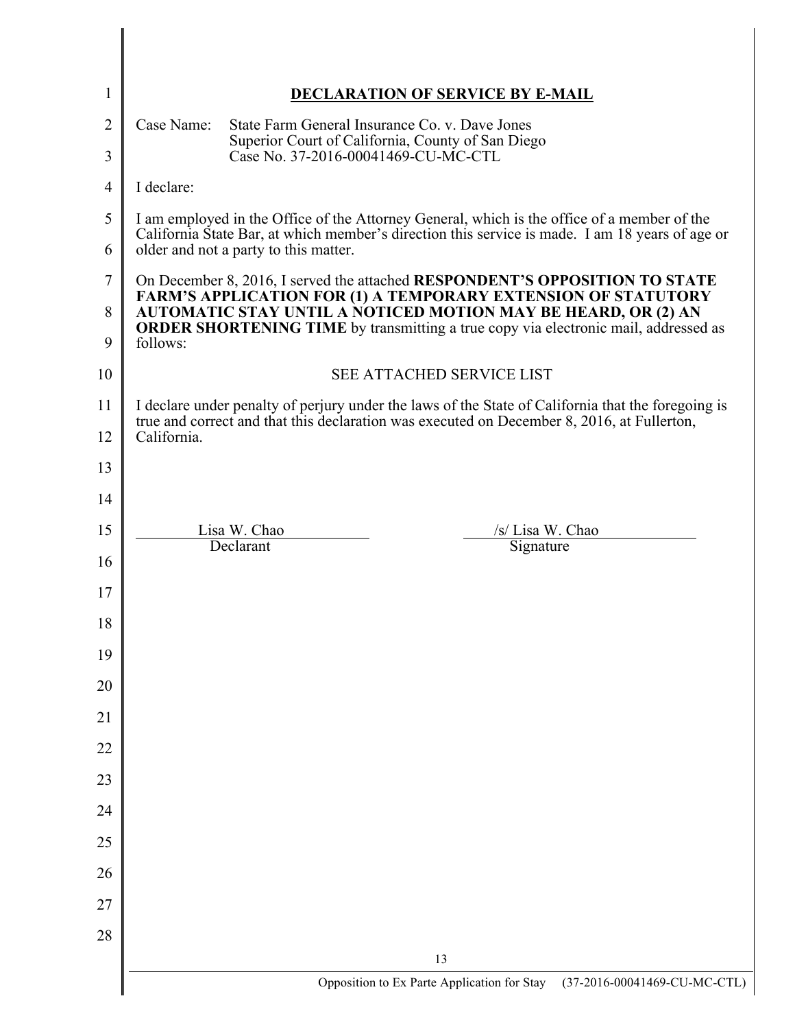# DECLARATION OF SERVICE BY E-MAIL

Case Name: State Farm General Insurance Co. v. Dave Jones
Superior Court of California, County of San Diego
Case No. 37-2016-00041469-CU-MC-CTL

I declare:

I am employed in the Office of the Attorney General, which is the office of a member of the California State Bar, at which member's direction this service is made. I am 18 years of age or older and not a party to this matter.

On December 8, 2016, I served the attached **RESPONDENT'S OPPOSITION TO STATE FARM'S APPLICATION FOR (1) A TEMPORARY EXTENSION OF STATUTORY AUTOMATIC STAY UNTIL A NOTICED MOTION MAY BE HEARD, OR (2) AN ORDER SHORTENING TIME** by transmitting a true copy via electronic mail, addressed as follows:

SEE ATTACHED SERVICE LIST

I declare under penalty of perjury under the laws of the State of California that the foregoing is true and correct and that this declaration was executed on December 8, 2016, at Fullerton, California.

| Lisa W. Chao | /s/ Lisa W. Chao |
|---|---|
| Declarant | Signature |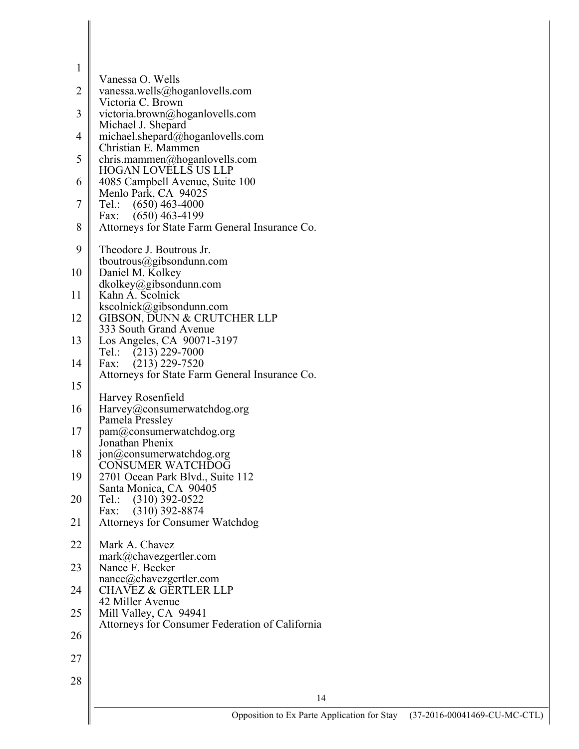Vanessa O. Wells
vanessa.wells@hoganlovells.com
Victoria C. Brown
victoria.brown@hoganlovells.com
Michael J. Shepard
michael.shepard@hoganlovells.com
Christian E. Mammen
chris.mammen@hoganlovells.com
HOGAN LOVELLS US LLP
4085 Campbell Avenue, Suite 100
Menlo Park, CA 94025
Tel.: (650) 463-4000
Fax: (650) 463-4199
Attorneys for State Farm General Insurance Co.

Theodore J. Boutrous Jr.
tboutrous@gibsondunn.com
Daniel M. Kolkey
dkolkey@gibsondunn.com
Kahn A. Scolnick
kscolnick@gibsondunn.com
GIBSON, DUNN & CRUTCHER LLP
333 South Grand Avenue
Los Angeles, CA 90071-3197
Tel.: (213) 229-7000
Fax: (213) 229-7520
Attorneys for State Farm General Insurance Co.

Harvey Rosenfield
Harvey@consumerwatchdog.org
Pamela Pressley
pam@consumerwatchdog.org
Jonathan Phenix
jon@consumerwatchdog.org
CONSUMER WATCHDOG
2701 Ocean Park Blvd., Suite 112
Santa Monica, CA 90405
Tel.: (310) 392-0522
Fax: (310) 392-8874
Attorneys for Consumer Watchdog

Mark A. Chavez
mark@chavezgertler.com
Nance F. Becker
nance@chavezgertler.com
CHAVEZ & GERTLER LLP
42 Miller Avenue
Mill Valley, CA 94941
Attorneys for Consumer Federation of California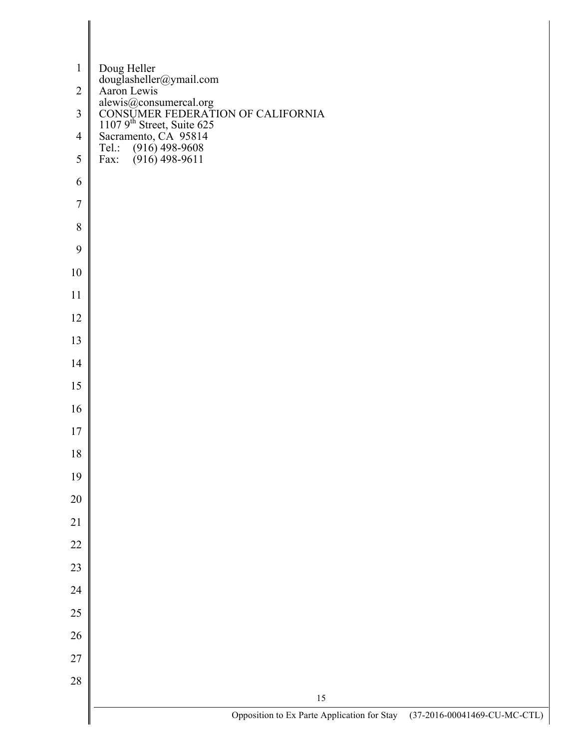Doug Heller
douglasheller@ymail.com
Aaron Lewis
alewis@consumercal.org
CONSUMER FEDERATION OF CALIFORNIA
1107 9[th] Street, Suite 625
Sacramento, CA 95814
Tel.: (916) 498-9608
Fax: (916) 498-9611